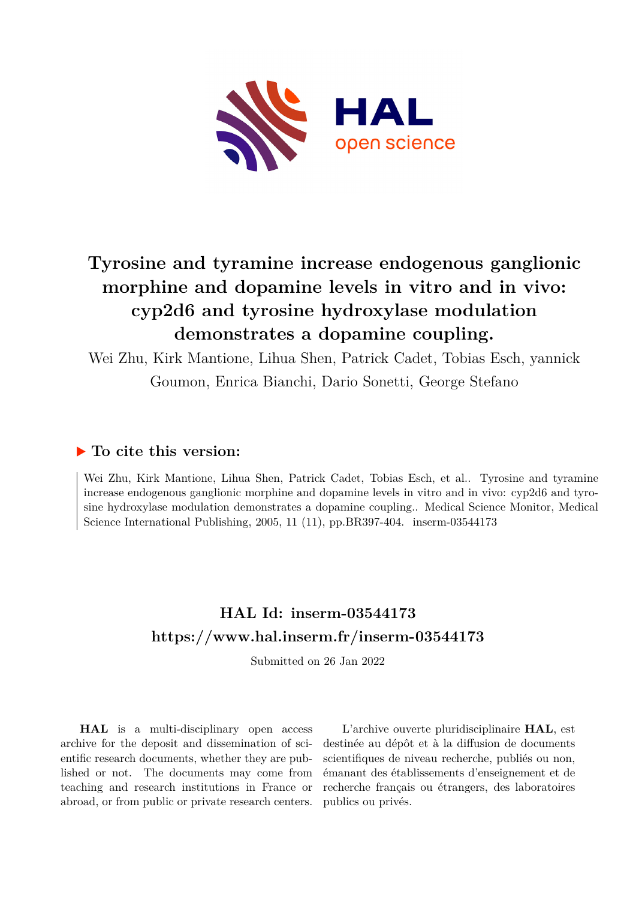# Tyrosine and tyramine increase endogenous ganglionic morphine and dopamine levels in vitro and in vivo: cyp2d6 and tyrosine hydroxylase modulation demonstrates a dopamine coupling.

Wei Zhu, Kirk Mantione, Lihua Shen, Patrick Cadet, Tobias Esch, yannick Goumon, Enrica Bianchi, Dario Sonetti, George Stefano

## ▶ To cite this version:

Wei Zhu, Kirk Mantione, Lihua Shen, Patrick Cadet, Tobias Esch, et al.. Tyrosine and tyramine increase endogenous ganglionic morphine and dopamine levels in vitro and in vivo: cyp2d6 and tyrosine hydroxylase modulation demonstrates a dopamine coupling.. Medical Science Monitor, Medical Science International Publishing, 2005, 11 (11), pp.BR397-404. inserm-03544173

## HAL Id: inserm-03544173
## https://www.hal.inserm.fr/inserm-03544173

Submitted on 26 Jan 2022

**HAL** is a multi-disciplinary open access archive for the deposit and dissemination of scientific research documents, whether they are published or not. The documents may come from teaching and research institutions in France or abroad, or from public or private research centers.

L'archive ouverte pluridisciplinaire **HAL**, est destinée au dépôt et à la diffusion de documents scientifiques de niveau recherche, publiés ou non, émanant des établissements d'enseignement et de recherche français ou étrangers, des laboratoires publics ou privés.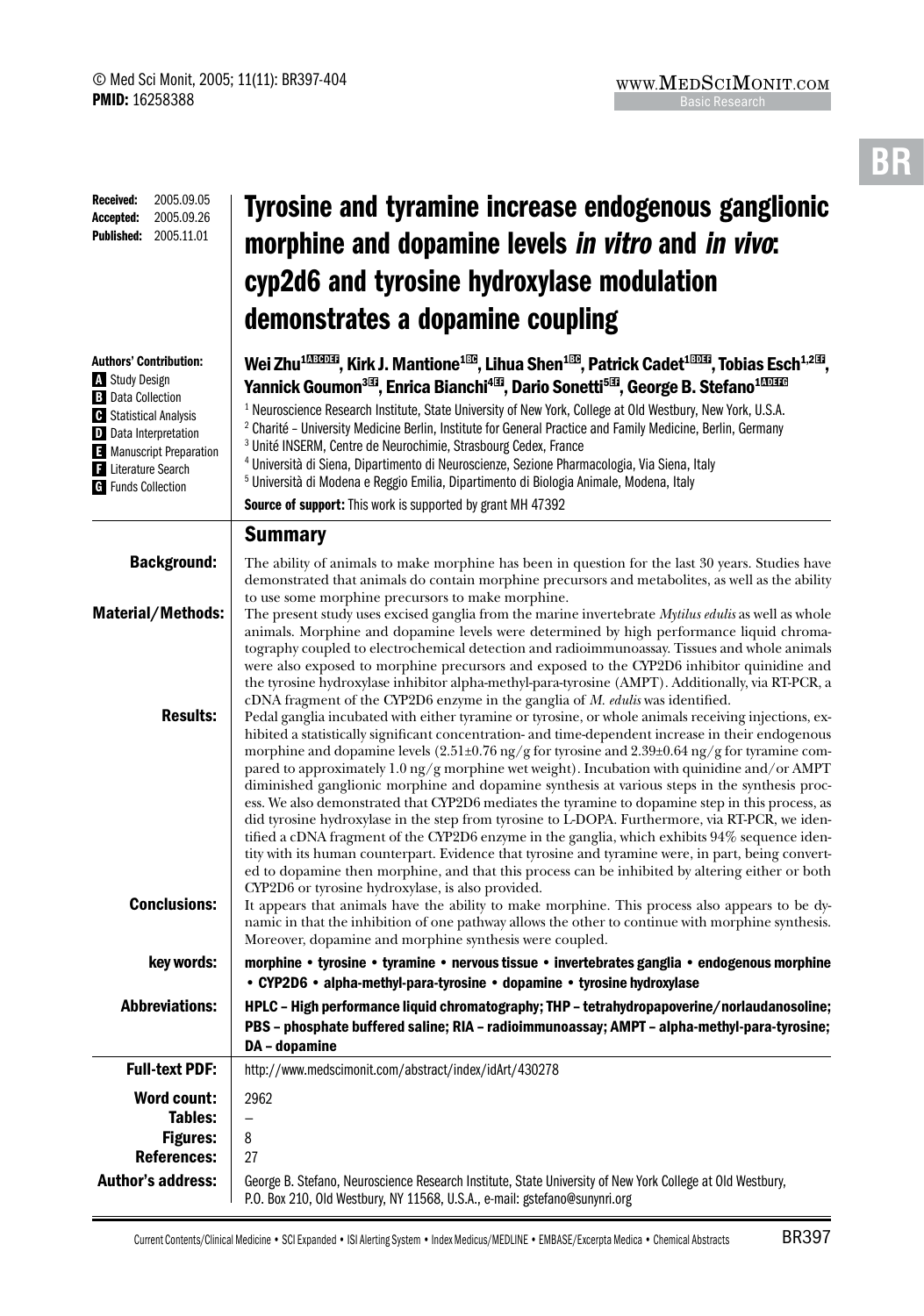Received: 2005.09.05
Accepted: 2005.09.26
Published: 2005.11.01

# Tyrosine and tyramine increase endogenous ganglionic morphine and dopamine levels *in vitro* and *in vivo*: cyp2d6 and tyrosine hydroxylase modulation demonstrates a dopamine coupling

**Authors' Contribution:**
A Study Design
B Data Collection
C Statistical Analysis
D Data Interpretation
E Manuscript Preparation
F Literature Search
G Funds Collection

**Wei Zhu[1ABCDEF], Kirk J. Mantione[1BC], Lihua Shen[1BC], Patrick Cadet[1BDEF], Tobias Esch[1,2EF], Yannick Goumon[3EF], Enrica Bianchi[4EF], Dario Sonetti[5EF], George B. Stefano[1ADEFG]**

[1] Neuroscience Research Institute, State University of New York, College at Old Westbury, New York, U.S.A.
[2] Charité – University Medicine Berlin, Institute for General Practice and Family Medicine, Berlin, Germany
[3] Unité INSERM, Centre de Neurochimie, Strasbourg Cedex, France
[4] Università di Siena, Dipartimento di Neuroscienze, Sezione Pharmacologia, Via Siena, Italy
[5] Università di Modena e Reggio Emilia, Dipartimento di Biologia Animale, Modena, Italy

**Source of support:** This work is supported by grant MH 47392

## Summary

**Background:** The ability of animals to make morphine has been in question for the last 30 years. Studies have demonstrated that animals do contain morphine precursors and metabolites, as well as the ability to use some morphine precursors to make morphine.

**Material/Methods:** The present study uses excised ganglia from the marine invertebrate *Mytilus edulis* as well as whole animals. Morphine and dopamine levels were determined by high performance liquid chromatography coupled to electrochemical detection and radioimmunoassay. Tissues and whole animals were also exposed to morphine precursors and exposed to the CYP2D6 inhibitor quinidine and the tyrosine hydroxylase inhibitor alpha-methyl-para-tyrosine (AMPT). Additionally, via RT-PCR, a cDNA fragment of the CYP2D6 enzyme in the ganglia of *M. edulis* was identified.

**Results:** Pedal ganglia incubated with either tyramine or tyrosine, or whole animals receiving injections, exhibited a statistically significant concentration- and time-dependent increase in their endogenous morphine and dopamine levels (2.51±0.76 ng/g for tyrosine and 2.39±0.64 ng/g for tyramine compared to approximately 1.0 ng/g morphine wet weight). Incubation with quinidine and/or AMPT diminished ganglionic morphine and dopamine synthesis at various steps in the synthesis process. We also demonstrated that CYP2D6 mediates the tyramine to dopamine step in this process, as did tyrosine hydroxylase in the step from tyrosine to L-DOPA. Furthermore, via RT-PCR, we identified a cDNA fragment of the CYP2D6 enzyme in the ganglia, which exhibits 94% sequence identity with its human counterpart. Evidence that tyrosine and tyramine were, in part, being converted to dopamine then morphine, and that this process can be inhibited by altering either or both CYP2D6 or tyrosine hydroxylase, is also provided.

**Conclusions:** It appears that animals have the ability to make morphine. This process also appears to be dynamic in that the inhibition of one pathway allows the other to continue with morphine synthesis. Moreover, dopamine and morphine synthesis were coupled.

**key words:** morphine • tyrosine • tyramine • nervous tissue • invertebrates ganglia • endogenous morphine • CYP2D6 • alpha-methyl-para-tyrosine • dopamine • tyrosine hydroxylase

**Abbreviations:** HPLC – High performance liquid chromatography; THP – tetrahydropapoverine/norlaudanosoline; PBS – phosphate buffered saline; RIA – radioimmunoassay; AMPT – alpha-methyl-para-tyrosine; DA – dopamine

**Full-text PDF:** http://www.medscimonit.com/abstract/index/idArt/430278

**Word count:** 2962
**Tables:** –
**Figures:** 8
**References:** 27

**Author's address:** George B. Stefano, Neuroscience Research Institute, State University of New York College at Old Westbury, P.O. Box 210, Old Westbury, NY 11568, U.S.A., e-mail: gstefano@sunynri.org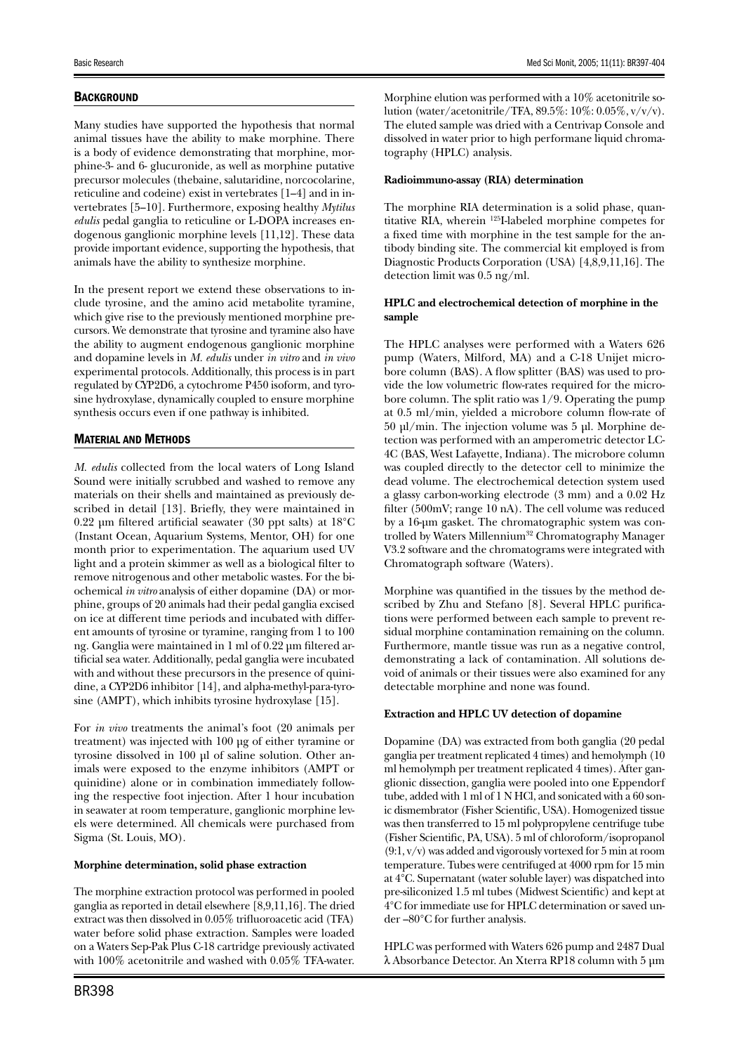## Background

Many studies have supported the hypothesis that normal animal tissues have the ability to make morphine. There is a body of evidence demonstrating that morphine, morphine-3- and 6- glucuronide, as well as morphine putative precursor molecules (thebaine, salutaridine, norcocolarine, reticuline and codeine) exist in vertebrates [1–4] and in invertebrates [5–10]. Furthermore, exposing healthy *Mytilus edulis* pedal ganglia to reticuline or L-DOPA increases endogenous ganglionic morphine levels [11,12]. These data provide important evidence, supporting the hypothesis, that animals have the ability to synthesize morphine.

In the present report we extend these observations to include tyrosine, and the amino acid metabolite tyramine, which give rise to the previously mentioned morphine precursors. We demonstrate that tyrosine and tyramine also have the ability to augment endogenous ganglionic morphine and dopamine levels in *M. edulis* under *in vitro* and *in vivo* experimental protocols. Additionally, this process is in part regulated by CYP2D6, a cytochrome P450 isoform, and tyrosine hydroxylase, dynamically coupled to ensure morphine synthesis occurs even if one pathway is inhibited.

## Material and Methods

*M. edulis* collected from the local waters of Long Island Sound were initially scrubbed and washed to remove any materials on their shells and maintained as previously described in detail [13]. Briefly, they were maintained in 0.22 μm filtered artificial seawater (30 ppt salts) at 18°C (Instant Ocean, Aquarium Systems, Mentor, OH) for one month prior to experimentation. The aquarium used UV light and a protein skimmer as well as a biological filter to remove nitrogenous and other metabolic wastes. For the biochemical *in vitro* analysis of either dopamine (DA) or morphine, groups of 20 animals had their pedal ganglia excised on ice at different time periods and incubated with different amounts of tyrosine or tyramine, ranging from 1 to 100 ng. Ganglia were maintained in 1 ml of 0.22 μm filtered artificial sea water. Additionally, pedal ganglia were incubated with and without these precursors in the presence of quinidine, a CYP2D6 inhibitor [14], and alpha-methyl-para-tyrosine (AMPT), which inhibits tyrosine hydroxylase [15].

For *in vivo* treatments the animal's foot (20 animals per treatment) was injected with 100 μg of either tyramine or tyrosine dissolved in 100 μl of saline solution. Other animals were exposed to the enzyme inhibitors (AMPT or quinidine) alone or in combination immediately following the respective foot injection. After 1 hour incubation in seawater at room temperature, ganglionic morphine levels were determined. All chemicals were purchased from Sigma (St. Louis, MO).

### Morphine determination, solid phase extraction

The morphine extraction protocol was performed in pooled ganglia as reported in detail elsewhere [8,9,11,16]. The dried extract was then dissolved in 0.05% trifluoroacetic acid (TFA) water before solid phase extraction. Samples were loaded on a Waters Sep-Pak Plus C-18 cartridge previously activated with 100% acetonitrile and washed with 0.05% TFA-water. Morphine elution was performed with a 10% acetonitrile solution (water/acetonitrile/TFA, 89.5%: 10%: 0.05%, v/v/v). The eluted sample was dried with a Centrivap Console and dissolved in water prior to high performane liquid chromatography (HPLC) analysis.

### Radioimmuno-assay (RIA) determination

The morphine RIA determination is a solid phase, quantitative RIA, wherein $^{125}$I-labeled morphine competes for a fixed time with morphine in the test sample for the antibody binding site. The commercial kit employed is from Diagnostic Products Corporation (USA) [4,8,9,11,16]. The detection limit was 0.5 ng/ml.

### HPLC and electrochemical detection of morphine in the sample

The HPLC analyses were performed with a Waters 626 pump (Waters, Milford, MA) and a C-18 Unijet microbore column (BAS). A flow splitter (BAS) was used to provide the low volumetric flow-rates required for the microbore column. The split ratio was 1/9. Operating the pump at 0.5 ml/min, yielded a microbore column flow-rate of 50 μl/min. The injection volume was 5 μl. Morphine detection was performed with an amperometric detector LC-4C (BAS, West Lafayette, Indiana). The microbore column was coupled directly to the detector cell to minimize the dead volume. The electrochemical detection system used a glassy carbon-working electrode (3 mm) and a 0.02 Hz filter (500mV; range 10 nA). The cell volume was reduced by a 16-μm gasket. The chromatographic system was controlled by Waters Millennium[32] Chromatography Manager V3.2 software and the chromatograms were integrated with Chromatograph software (Waters).

Morphine was quantified in the tissues by the method described by Zhu and Stefano [8]. Several HPLC purifications were performed between each sample to prevent residual morphine contamination remaining on the column. Furthermore, mantle tissue was run as a negative control, demonstrating a lack of contamination. All solutions devoid of animals or their tissues were also examined for any detectable morphine and none was found.

### Extraction and HPLC UV detection of dopamine

Dopamine (DA) was extracted from both ganglia (20 pedal ganglia per treatment replicated 4 times) and hemolymph (10 ml hemolymph per treatment replicated 4 times). After ganglionic dissection, ganglia were pooled into one Eppendorf tube, added with 1 ml of 1 N HCl, and sonicated with a 60 sonic dismembrator (Fisher Scientific, USA). Homogenized tissue was then transferred to 15 ml polypropylene centrifuge tube (Fisher Scientific, PA, USA). 5 ml of chloroform/isopropanol (9:1, v/v) was added and vigorously vortexed for 5 min at room temperature. Tubes were centrifuged at 4000 rpm for 15 min at 4°C. Supernatant (water soluble layer) was dispatched into pre-siliconized 1.5 ml tubes (Midwest Scientific) and kept at 4°C for immediate use for HPLC determination or saved under –80°C for further analysis.

HPLC was performed with Waters 626 pump and 2487 Dual λ Absorbance Detector. An Xterra RP18 column with 5 μm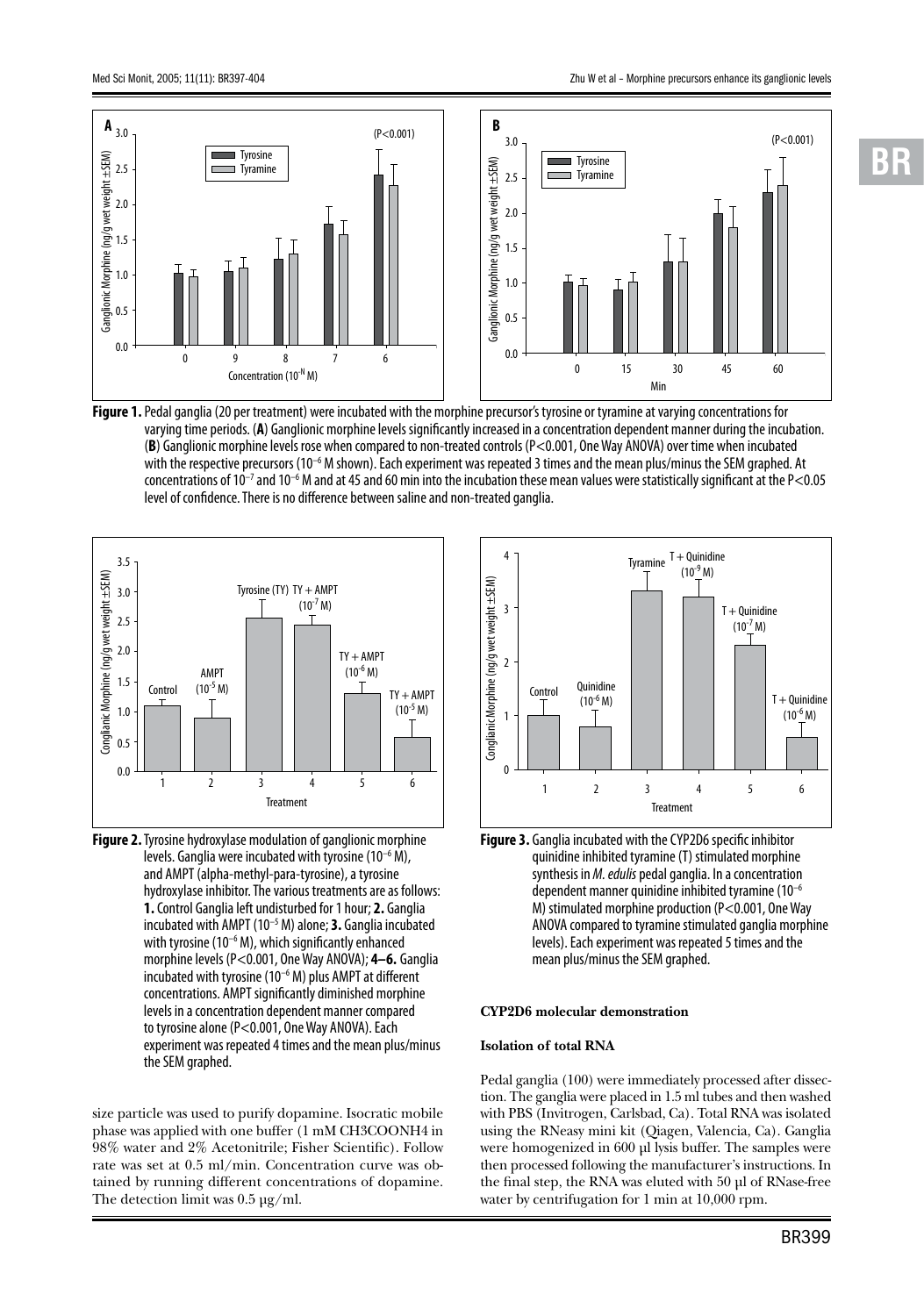**Figure 1.** Pedal ganglia (20 per treatment) were incubated with the morphine precursor's tyrosine or tyramine at varying concentrations for varying time periods. (**A**) Ganglionic morphine levels significantly increased in a concentration dependent manner during the incubation. (**B**) Ganglionic morphine levels rose when compared to non-treated controls (P<0.001, One Way ANOVA) over time when incubated with the respective precursors ($10^{-6}$ M shown). Each experiment was repeated 3 times and the mean plus/minus the SEM graphed. At concentrations of $10^{-7}$ and $10^{-6}$ M and at 45 and 60 min into the incubation these mean values were statistically significant at the P<0.05 level of confidence. There is no difference between saline and non-treated ganglia.

**Figure 2.** Tyrosine hydroxylase modulation of ganglionic morphine levels. Ganglia were incubated with tyrosine ($10^{-6}$ M), and AMPT (alpha-methyl-para-tyrosine), a tyrosine hydroxylase inhibitor. The various treatments are as follows: **1.** Control Ganglia left undisturbed for 1 hour; **2.** Ganglia incubated with AMPT ($10^{-5}$ M) alone; **3.** Ganglia incubated with tyrosine ($10^{-6}$ M), which significantly enhanced morphine levels (P<0.001, One Way ANOVA); **4–6.** Ganglia incubated with tyrosine ($10^{-6}$ M) plus AMPT at different concentrations. AMPT significantly diminished morphine levels in a concentration dependent manner compared to tyrosine alone (P<0.001, One Way ANOVA). Each experiment was repeated 4 times and the mean plus/minus the SEM graphed.

**Figure 3.** Ganglia incubated with the CYP2D6 specific inhibitor quinidine inhibited tyramine (T) stimulated morphine synthesis in *M. edulis* pedal ganglia. In a concentration dependent manner quinidine inhibited tyramine ($10^{-6}$ M) stimulated morphine production (P<0.001, One Way ANOVA compared to tyramine stimulated ganglia morphine levels). Each experiment was repeated 5 times and the mean plus/minus the SEM graphed.

size particle was used to purify dopamine. Isocratic mobile phase was applied with one buffer (1 mM $CH_3COONH_4$ in 98% water and 2% Acetonitrile; Fisher Scientific). Follow rate was set at 0.5 ml/min. Concentration curve was obtained by running different concentrations of dopamine. The detection limit was 0.5 µg/ml.

### CYP2D6 molecular demonstration

#### Isolation of total RNA

Pedal ganglia (100) were immediately processed after dissection. The ganglia were placed in 1.5 ml tubes and then washed with PBS (Invitrogen, Carlsbad, Ca). Total RNA was isolated using the RNeasy mini kit (Qiagen, Valencia, Ca). Ganglia were homogenized in 600 µl lysis buffer. The samples were then processed following the manufacturer's instructions. In the final step, the RNA was eluted with 50 µl of RNase-free water by centrifugation for 1 min at 10,000 rpm.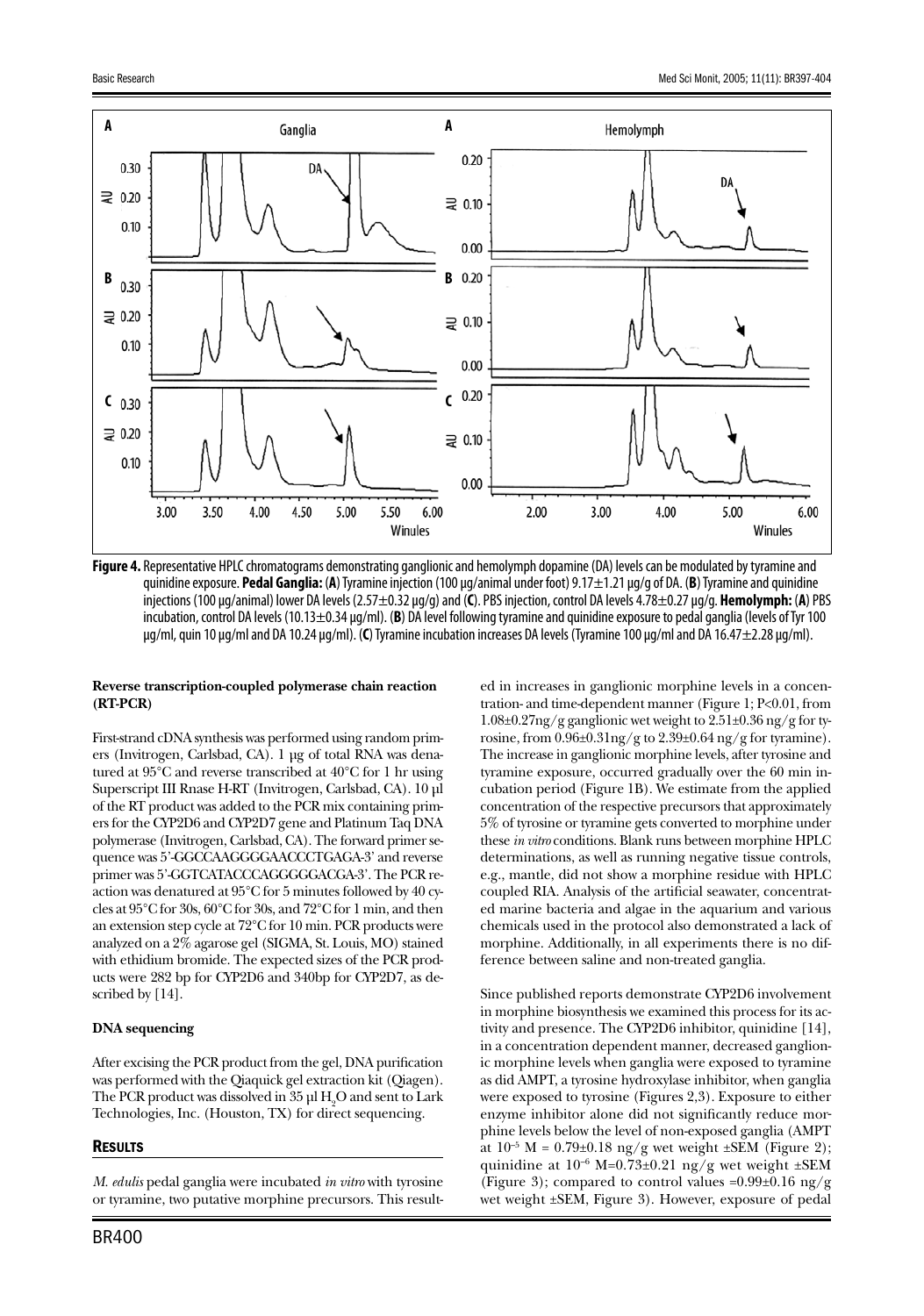**Figure 4.** Representative HPLC chromatograms demonstrating ganglionic and hemolymph dopamine (DA) levels can be modulated by tyramine and quinidine exposure. **Pedal Ganglia:** (**A**) Tyramine injection (100 µg/animal under foot) 9.17±1.21 µg/g of DA. (**B**) Tyramine and quinidine injections (100 µg/animal) lower DA levels (2.57±0.32 µg/g) and (**C**). PBS injection, control DA levels 4.78±0.27 µg/g. **Hemolymph:** (**A**) PBS incubation, control DA levels (10.13±0.34 µg/ml). (**B**) DA level following tyramine and quinidine exposure to pedal ganglia (levels of Tyr 100 µg/ml, quin 10 µg/ml and DA 10.24 µg/ml). (**C**) Tyramine incubation increases DA levels (Tyramine 100 µg/ml and DA 16.47±2.28 µg/ml).

#### Reverse transcription-coupled polymerase chain reaction (RT-PCR)

First-strand cDNA synthesis was performed using random primers (Invitrogen, Carlsbad, CA). 1 µg of total RNA was denatured at 95°C and reverse transcribed at 40°C for 1 hr using Superscript III Rnase H-RT (Invitrogen, Carlsbad, CA). 10 µl of the RT product was added to the PCR mix containing primers for the CYP2D6 and CYP2D7 gene and Platinum Taq DNA polymerase (Invitrogen, Carlsbad, CA). The forward primer sequence was 5'-GGCCAAGGGGAACCCTGAGA-3' and reverse primer was 5'-GGTCATACCCAGGGGGACGA-3'. The PCR reaction was denatured at 95°C for 5 minutes followed by 40 cycles at 95°C for 30s, 60°C for 30s, and 72°C for 1 min, and then an extension step cycle at 72°C for 10 min. PCR products were analyzed on a 2% agarose gel (SIGMA, St. Louis, MO) stained with ethidium bromide. The expected sizes of the PCR products were 282 bp for CYP2D6 and 340bp for CYP2D7, as described by [14].

#### DNA sequencing

After excising the PCR product from the gel, DNA purification was performed with the Qiaquick gel extraction kit (Qiagen). The PCR product was dissolved in 35 µl $H_2O$ and sent to Lark Technologies, Inc. (Houston, TX) for direct sequencing.

## RESULTS

*M. edulis* pedal ganglia were incubated *in vitro* with tyrosine or tyramine, two putative morphine precursors. This resulted in increases in ganglionic morphine levels in a concentration- and time-dependent manner (Figure 1; P<0.01, from 1.08±0.27ng/g ganglionic wet weight to 2.51±0.36 ng/g for tyrosine, from 0.96±0.31ng/g to 2.39±0.64 ng/g for tyramine). The increase in ganglionic morphine levels, after tyrosine and tyramine exposure, occurred gradually over the 60 min incubation period (Figure 1B). We estimate from the applied concentration of the respective precursors that approximately 5% of tyrosine or tyramine gets converted to morphine under these *in vitro* conditions. Blank runs between morphine HPLC determinations, as well as running negative tissue controls, e.g., mantle, did not show a morphine residue with HPLC coupled RIA. Analysis of the artificial seawater, concentrated marine bacteria and algae in the aquarium and various chemicals used in the protocol also demonstrated a lack of morphine. Additionally, in all experiments there is no difference between saline and non-treated ganglia.

Since published reports demonstrate CYP2D6 involvement in morphine biosynthesis we examined this process for its activity and presence. The CYP2D6 inhibitor, quinidine [14], in a concentration dependent manner, decreased ganglionic morphine levels when ganglia were exposed to tyramine as did AMPT, a tyrosine hydroxylase inhibitor, when ganglia were exposed to tyrosine (Figures 2,3). Exposure to either enzyme inhibitor alone did not significantly reduce morphine levels below the level of non-exposed ganglia (AMPT at $10^{-5}$ M = 0.79±0.18 ng/g wet weight ±SEM (Figure 2); quinidine at $10^{-6}$ M=0.73±0.21 ng/g wet weight ±SEM (Figure 3); compared to control values =0.99±0.16 ng/g wet weight ±SEM, Figure 3). However, exposure of pedal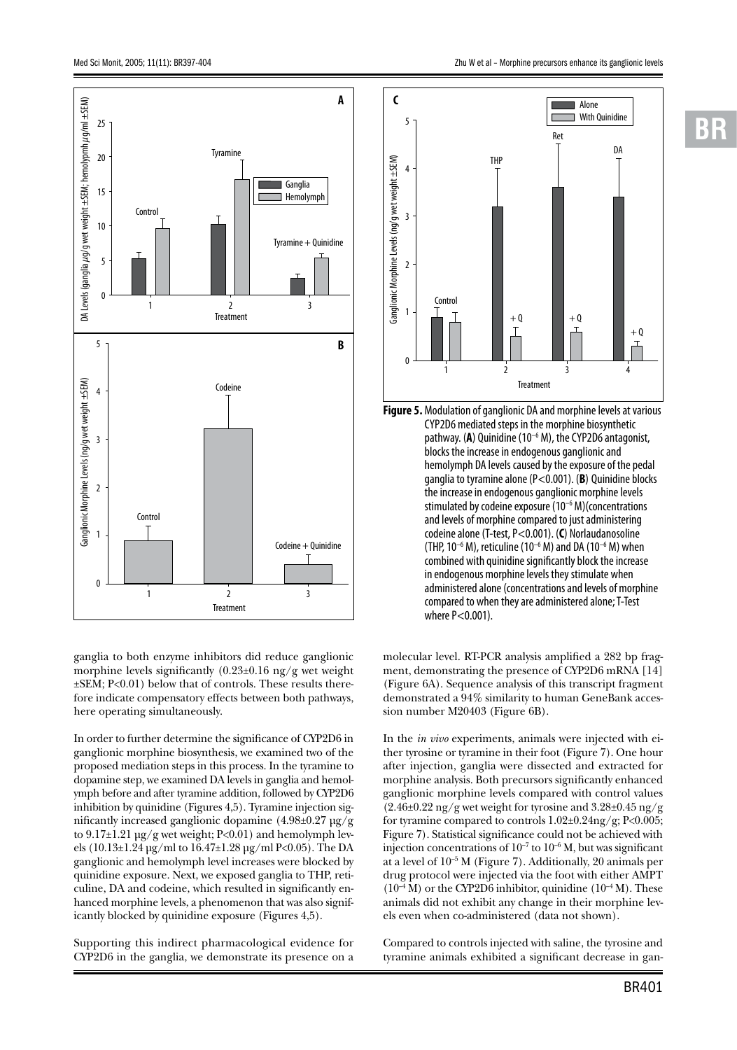**Figure 5.** Modulation of ganglionic DA and morphine levels at various CYP2D6 mediated steps in the morphine biosynthetic pathway. (**A**) Quinidine ($10^{-6}$ M), the CYP2D6 antagonist, blocks the increase in endogenous ganglionic and hemolymph DA levels caused by the exposure of the pedal ganglia to tyramine alone (P<0.001). (**B**) Quinidine blocks the increase in endogenous ganglionic morphine levels stimulated by codeine exposure ($10^{-6}$ M)(concentrations and levels of morphine compared to just administering codeine alone (T-test, P<0.001). (**C**) Norlaudanosoline (THP, $10^{-6}$ M), reticuline ($10^{-6}$ M) and DA ($10^{-6}$ M) when combined with quinidine significantly block the increase in endogenous morphine levels they stimulate when administered alone (concentrations and levels of morphine compared to when they are administered alone; T-Test where P<0.001).

ganglia to both enzyme inhibitors did reduce ganglionic morphine levels significantly (0.23±0.16 ng/g wet weight ±SEM; P<0.01) below that of controls. These results therefore indicate compensatory effects between both pathways, here operating simultaneously.

In order to further determine the significance of CYP2D6 in ganglionic morphine biosynthesis, we examined two of the proposed mediation steps in this process. In the tyramine to dopamine step, we examined DA levels in ganglia and hemolymph before and after tyramine addition, followed by CYP2D6 inhibition by quinidine (Figures 4,5). Tyramine injection significantly increased ganglionic dopamine (4.98±0.27 µg/g to 9.17±1.21 µg/g wet weight; P<0.01) and hemolymph levels (10.13±1.24 µg/ml to 16.47±1.28 µg/ml P<0.05). The DA ganglionic and hemolymph level increases were blocked by quinidine exposure. Next, we exposed ganglia to THP, reticuline, DA and codeine, which resulted in significantly enhanced morphine levels, a phenomenon that was also significantly blocked by quinidine exposure (Figures 4,5).

Supporting this indirect pharmacological evidence for CYP2D6 in the ganglia, we demonstrate its presence on a molecular level. RT-PCR analysis amplified a 282 bp fragment, demonstrating the presence of CYP2D6 mRNA [14] (Figure 6A). Sequence analysis of this transcript fragment demonstrated a 94% similarity to human GeneBank accession number M20403 (Figure 6B).

In the *in vivo* experiments, animals were injected with either tyrosine or tyramine in their foot (Figure 7). One hour after injection, ganglia were dissected and extracted for morphine analysis. Both precursors significantly enhanced ganglionic morphine levels compared with control values (2.46±0.22 ng/g wet weight for tyrosine and 3.28±0.45 ng/g for tyramine compared to controls 1.02±0.24ng/g; P<0.005; Figure 7). Statistical significance could not be achieved with injection concentrations of $10^{-7}$ to $10^{-6}$ M, but was significant at a level of $10^{-5}$ M (Figure 7). Additionally, 20 animals per drug protocol were injected via the foot with either AMPT ($10^{-4}$ M) or the CYP2D6 inhibitor, quinidine ($10^{-4}$ M). These animals did not exhibit any change in their morphine levels even when co-administered (data not shown).

Compared to controls injected with saline, the tyrosine and tyramine animals exhibited a significant decrease in gan-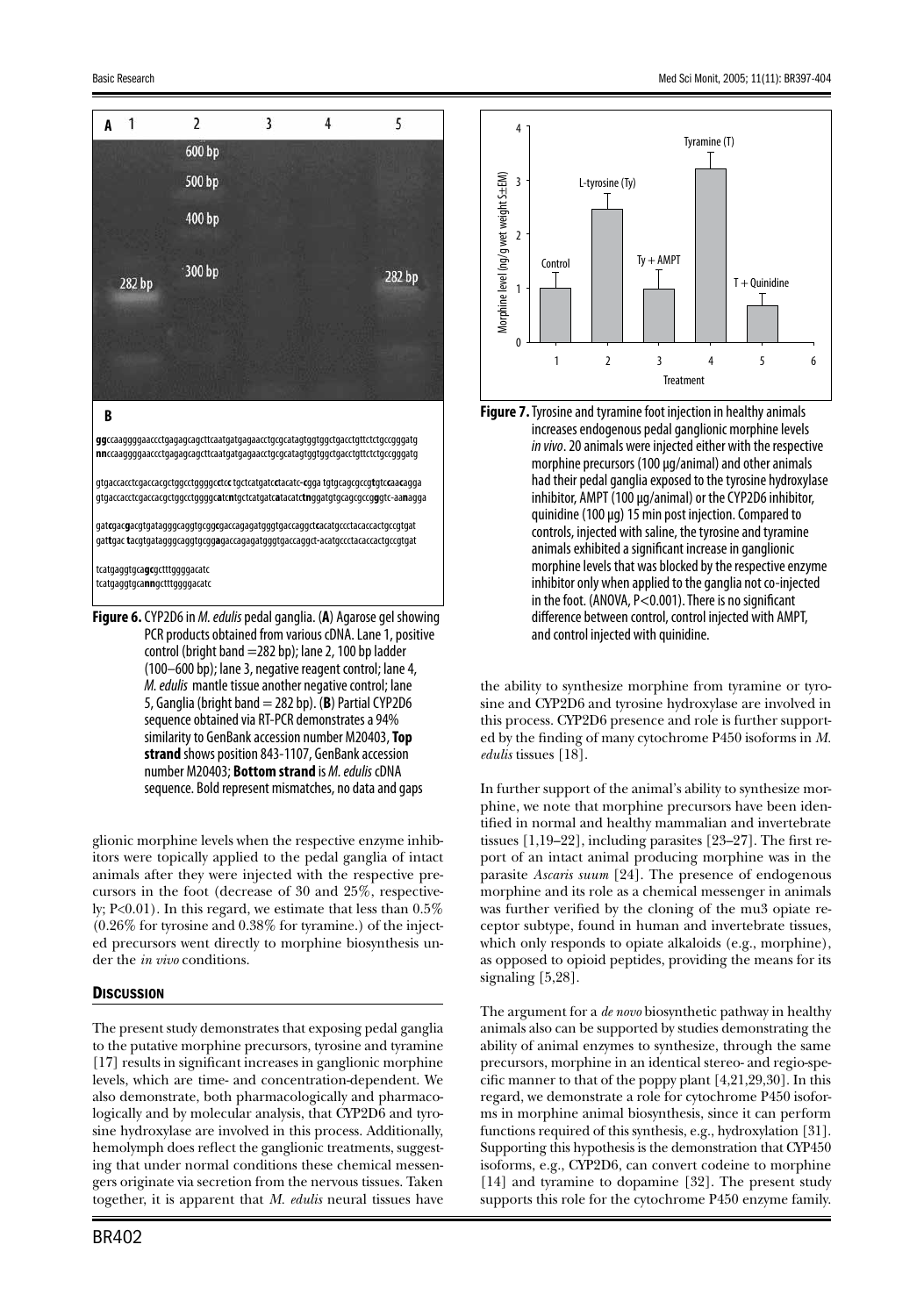**Figure 6.** CYP2D6 in *M. edulis* pedal ganglia. (**A**) Agarose gel showing PCR products obtained from various cDNA. Lane 1, positive control (bright band =282 bp); lane 2, 100 bp ladder (100–600 bp); lane 3, negative reagent control; lane 4, *M. edulis* mantle tissue another negative control; lane 5, Ganglia (bright band = 282 bp). (**B**) Partial CYP2D6 sequence obtained via RT-PCR demonstrates a 94% similarity to GenBank accession number M20403, **Top strand** shows position 843-1107, GenBank accession number M20403; **Bottom strand** is *M. edulis* cDNA sequence. Bold represent mismatches, no data and gaps

**Figure 7.** Tyrosine and tyramine foot injection in healthy animals increases endogenous pedal ganglionic morphine levels *in vivo*. 20 animals were injected either with the respective morphine precursors (100 µg/animal) and other animals had their pedal ganglia exposed to the tyrosine hydroxylase inhibitor, AMPT (100 µg/animal) or the CYP2D6 inhibitor, quinidine (100 µg) 15 min post injection. Compared to controls, injected with saline, the tyrosine and tyramine animals exhibited a significant increase in ganglionic morphine levels that was blocked by the respective enzyme inhibitor only when applied to the ganglia not co-injected in the foot. (ANOVA, $P<0.001$). There is no significant difference between control, control injected with AMPT, and control injected with quinidine.

glionic morphine levels when the respective enzyme inhibitors were topically applied to the pedal ganglia of intact animals after they were injected with the respective precursors in the foot (decrease of 30 and 25%, respectively; $P<0.01$). In this regard, we estimate that less than 0.5% (0.26% for tyrosine and 0.38% for tyramine.) of the injected precursors went directly to morphine biosynthesis under the *in vivo* conditions.

## Discussion

The present study demonstrates that exposing pedal ganglia to the putative morphine precursors, tyrosine and tyramine [17] results in significant increases in ganglionic morphine levels, which are time- and concentration-dependent. We also demonstrate, both pharmacologically and pharmacologically and by molecular analysis, that CYP2D6 and tyrosine hydroxylase are involved in this process. Additionally, hemolymph does reflect the ganglionic treatments, suggesting that under normal conditions these chemical messengers originate via secretion from the nervous tissues. Taken together, it is apparent that *M. edulis* neural tissues have the ability to synthesize morphine from tyramine or tyrosine and CYP2D6 and tyrosine hydroxylase are involved in this process. CYP2D6 presence and role is further supported by the finding of many cytochrome P450 isoforms in *M. edulis* tissues [18].

In further support of the animal's ability to synthesize morphine, we note that morphine precursors have been identified in normal and healthy mammalian and invertebrate tissues [1,19–22], including parasites [23–27]. The first report of an intact animal producing morphine was in the parasite *Ascaris suum* [24]. The presence of endogenous morphine and its role as a chemical messenger in animals was further verified by the cloning of the mu3 opiate receptor subtype, found in human and invertebrate tissues, which only responds to opiate alkaloids (e.g., morphine), as opposed to opioid peptides, providing the means for its signaling [5,28].

The argument for a *de novo* biosynthetic pathway in healthy animals also can be supported by studies demonstrating the ability of animal enzymes to synthesize, through the same precursors, morphine in an identical stereo- and regio-specific manner to that of the poppy plant [4,21,29,30]. In this regard, we demonstrate a role for cytochrome P450 isoforms in morphine animal biosynthesis, since it can perform functions required of this synthesis, e.g., hydroxylation [31]. Supporting this hypothesis is the demonstration that CYP450 isoforms, e.g., CYP2D6, can convert codeine to morphine [14] and tyramine to dopamine [32]. The present study supports this role for the cytochrome P450 enzyme family.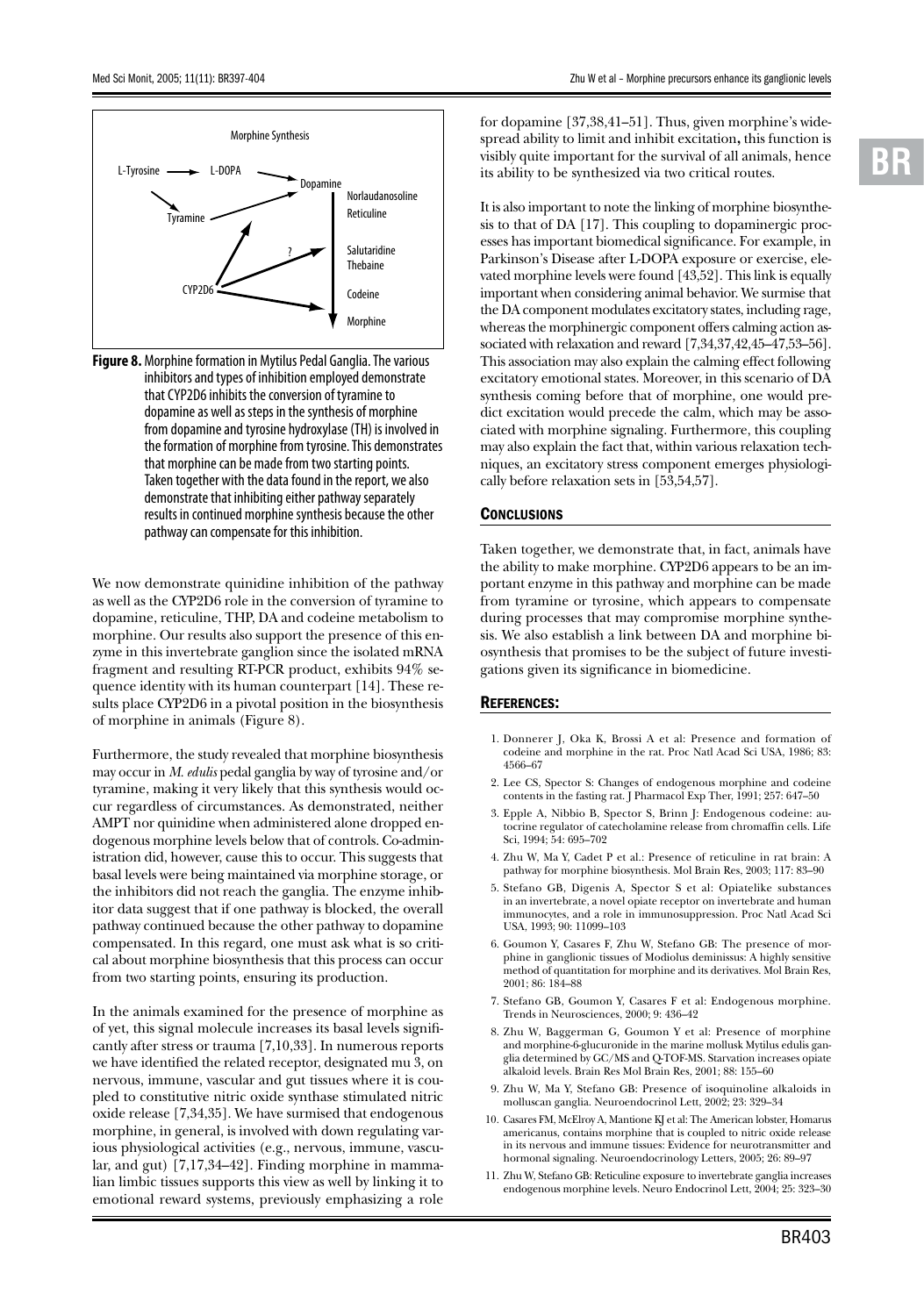Figure 8. Morphine formation in Mytilus Pedal Ganglia. The various inhibitors and types of inhibition employed demonstrate that CYP2D6 inhibits the conversion of tyramine to dopamine as well as steps in the synthesis of morphine from dopamine and tyrosine hydroxylase (TH) is involved in the formation of morphine from tyrosine. This demonstrates that morphine can be made from two starting points. Taken together with the data found in the report, we also demonstrate that inhibiting either pathway separately results in continued morphine synthesis because the other pathway can compensate for this inhibition.

We now demonstrate quinidine inhibition of the pathway as well as the CYP2D6 role in the conversion of tyramine to dopamine, reticuline, THP, DA and codeine metabolism to morphine. Our results also support the presence of this enzyme in this invertebrate ganglion since the isolated mRNA fragment and resulting RT-PCR product, exhibits 94% sequence identity with its human counterpart [14]. These results place CYP2D6 in a pivotal position in the biosynthesis of morphine in animals (Figure 8).

Furthermore, the study revealed that morphine biosynthesis may occur in *M. edulis* pedal ganglia by way of tyrosine and/or tyramine, making it very likely that this synthesis would occur regardless of circumstances. As demonstrated, neither AMPT nor quinidine when administered alone dropped endogenous morphine levels below that of controls. Co-administration did, however, cause this to occur. This suggests that basal levels were being maintained via morphine storage, or the inhibitors did not reach the ganglia. The enzyme inhibitor data suggest that if one pathway is blocked, the overall pathway continued because the other pathway to dopamine compensated. In this regard, one must ask what is so critical about morphine biosynthesis that this process can occur from two starting points, ensuring its production.

In the animals examined for the presence of morphine as of yet, this signal molecule increases its basal levels significantly after stress or trauma [7,10,33]. In numerous reports we have identified the related receptor, designated mu 3, on nervous, immune, vascular and gut tissues where it is coupled to constitutive nitric oxide synthase stimulated nitric oxide release [7,34,35]. We have surmised that endogenous morphine, in general, is involved with down regulating various physiological activities (e.g., nervous, immune, vascular, and gut) [7,17,34–42]. Finding morphine in mammalian limbic tissues supports this view as well by linking it to emotional reward systems, previously emphasizing a role for dopamine [37,38,41–51]. Thus, given morphine's widespread ability to limit and inhibit excitation**,** this function is visibly quite important for the survival of all animals, hence its ability to be synthesized via two critical routes.

It is also important to note the linking of morphine biosynthesis to that of DA [17]. This coupling to dopaminergic processes has important biomedical significance. For example, in Parkinson's Disease after L-DOPA exposure or exercise, elevated morphine levels were found [43,52]. This link is equally important when considering animal behavior. We surmise that the DA component modulates excitatory states, including rage, whereas the morphinergic component offers calming action associated with relaxation and reward [7,34,37,42,45–47,53–56]. This association may also explain the calming effect following excitatory emotional states. Moreover, in this scenario of DA synthesis coming before that of morphine, one would predict excitation would precede the calm, which may be associated with morphine signaling. Furthermore, this coupling may also explain the fact that, within various relaxation techniques, an excitatory stress component emerges physiologically before relaxation sets in [53,54,57].

## Conclusions

Taken together, we demonstrate that, in fact, animals have the ability to make morphine. CYP2D6 appears to be an important enzyme in this pathway and morphine can be made from tyramine or tyrosine, which appears to compensate during processes that may compromise morphine synthesis. We also establish a link between DA and morphine biosynthesis that promises to be the subject of future investigations given its significance in biomedicine.

## References:

1. Donnerer J, Oka K, Brossi A et al: Presence and formation of codeine and morphine in the rat. Proc Natl Acad Sci USA, 1986; 83: 4566–67
2. Lee CS, Spector S: Changes of endogenous morphine and codeine contents in the fasting rat. J Pharmacol Exp Ther, 1991; 257: 647–50
3. Epple A, Nibbio B, Spector S, Brinn J: Endogenous codeine: autocrine regulator of catecholamine release from chromaffin cells. Life Sci, 1994; 54: 695–702
4. Zhu W, Ma Y, Cadet P et al.: Presence of reticuline in rat brain: A pathway for morphine biosynthesis. Mol Brain Res, 2003; 117: 83–90
5. Stefano GB, Digenis A, Spector S et al: Opiatelike substances in an invertebrate, a novel opiate receptor on invertebrate and human immunocytes, and a role in immunosuppression. Proc Natl Acad Sci USA, 1993; 90: 11099–103
6. Goumon Y, Casares F, Zhu W, Stefano GB: The presence of morphine in ganglionic tissues of Modiolus deminissus: A highly sensitive method of quantitation for morphine and its derivatives. Mol Brain Res, 2001; 86: 184–88
7. Stefano GB, Goumon Y, Casares F et al: Endogenous morphine. Trends in Neurosciences, 2000; 9: 436–42
8. Zhu W, Baggerman G, Goumon Y et al: Presence of morphine and morphine-6-glucuronide in the marine mollusk Mytilus edulis ganglia determined by GC/MS and Q-TOF-MS. Starvation increases opiate alkaloid levels. Brain Res Mol Brain Res, 2001; 88: 155–60
9. Zhu W, Ma Y, Stefano GB: Presence of isoquinoline alkaloids in molluscan ganglia. Neuroendocrinol Lett, 2002; 23: 329–34
10. Casares FM, McElroy A, Mantione KJ et al: The American lobster, Homarus americanus, contains morphine that is coupled to nitric oxide release in its nervous and immune tissues: Evidence for neurotransmitter and hormonal signaling. Neuroendocrinology Letters, 2005; 26: 89–97
11. Zhu W, Stefano GB: Reticuline exposure to invertebrate ganglia increases endogenous morphine levels. Neuro Endocrinol Lett, 2004; 25: 323–30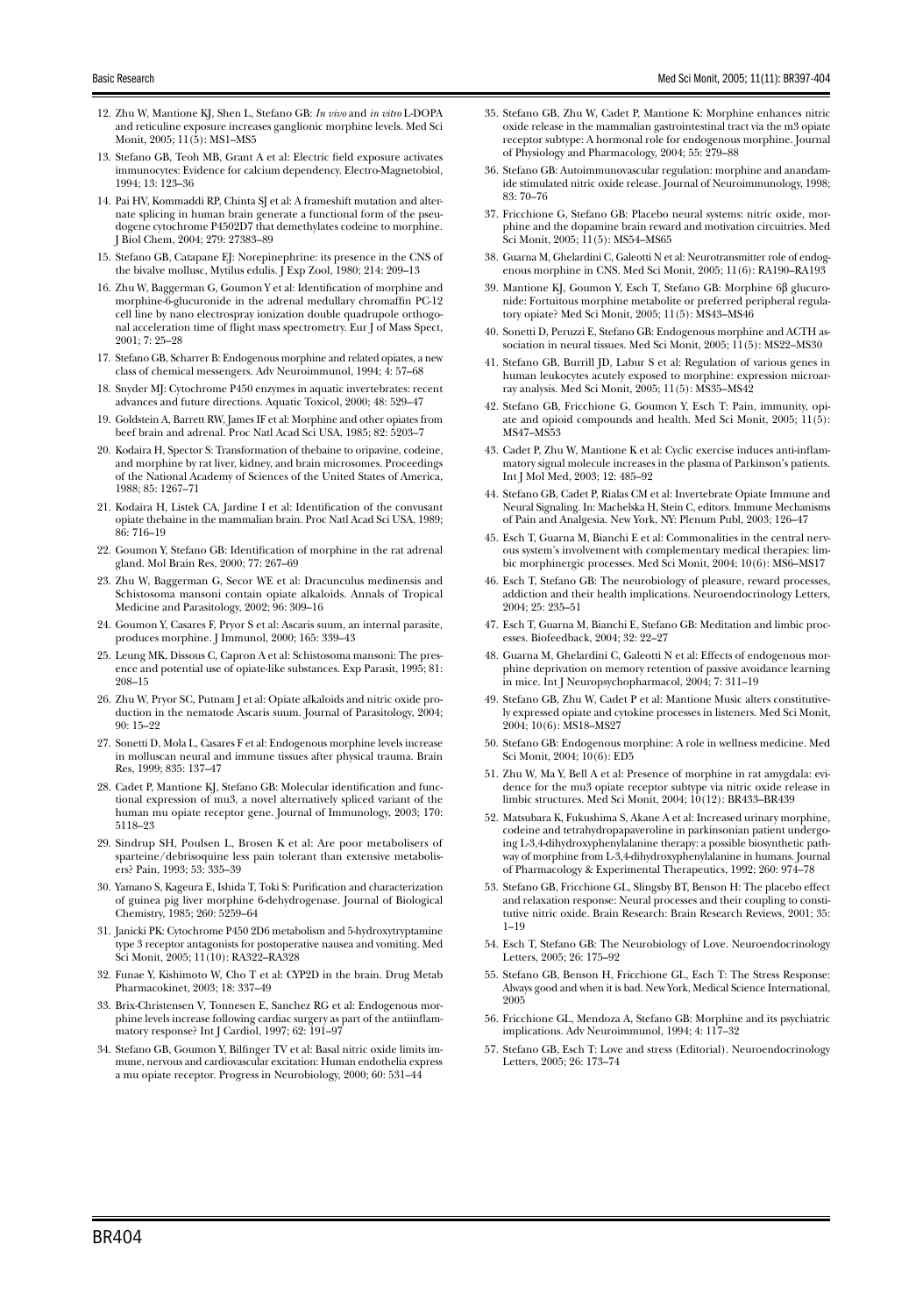12. Zhu W, Mantione KJ, Shen L, Stefano GB: *In vivo* and *in vitro* L-DOPA and reticuline exposure increases ganglionic morphine levels. Med Sci Monit, 2005; 11(5): MS1–MS5
13. Stefano GB, Teoh MB, Grant A et al: Electric field exposure activates immunocytes: Evidence for calcium dependency. Electro-Magnetobiol, 1994; 13: 123–36
14. Pai HV, Kommaddi RP, Chinta SJ et al: A frameshift mutation and alternate splicing in human brain generate a functional form of the pseudogene cytochrome P4502D7 that demethylates codeine to morphine. J Biol Chem, 2004; 279: 27383–89
15. Stefano GB, Catapane EJ: Norepinephrine: its presence in the CNS of the bivalve mollusc, Mytilus edulis. J Exp Zool, 1980; 214: 209–13
16. Zhu W, Baggerman G, Goumon Y et al: Identification of morphine and morphine-6-glucuronide in the adrenal medullary chromaffin PC-12 cell line by nano electrospray ionization double quadrupole orthogonal acceleration time of flight mass spectrometry. Eur J of Mass Spect, 2001; 7: 25–28
17. Stefano GB, Scharrer B: Endogenous morphine and related opiates, a new class of chemical messengers. Adv Neuroimmunol, 1994; 4: 57–68
18. Snyder MJ: Cytochrome P450 enzymes in aquatic invertebrates: recent advances and future directions. Aquatic Toxicol, 2000; 48: 529–47
19. Goldstein A, Barrett RW, James IF et al: Morphine and other opiates from beef brain and adrenal. Proc Natl Acad Sci USA, 1985; 82: 5203–7
20. Kodaira H, Spector S: Transformation of thebaine to oripavine, codeine, and morphine by rat liver, kidney, and brain microsomes. Proceedings of the National Academy of Sciences of the United States of America, 1988; 85: 1267–71
21. Kodaira H, Listek CA, Jardine I et al: Identification of the convusant opiate thebaine in the mammalian brain. Proc Natl Acad Sci USA, 1989; 86: 716–19
22. Goumon Y, Stefano GB: Identification of morphine in the rat adrenal gland. Mol Brain Res, 2000; 77: 267–69
23. Zhu W, Baggerman G, Secor WE et al: Dracunculus medinensis and Schistosoma mansoni contain opiate alkaloids. Annals of Tropical Medicine and Parasitology, 2002; 96: 309–16
24. Goumon Y, Casares F, Pryor S et al: Ascaris suum, an internal parasite, produces morphine. J Immunol, 2000; 165: 339–43
25. Leung MK, Dissous C, Capron A et al: Schistosoma mansoni: The presence and potential use of opiate-like substances. Exp Parasit, 1995; 81: 208–15
26. Zhu W, Pryor SC, Putnam J et al: Opiate alkaloids and nitric oxide production in the nematode Ascaris suum. Journal of Parasitology, 2004; 90: 15–22
27. Sonetti D, Mola L, Casares F et al: Endogenous morphine levels increase in molluscan neural and immune tissues after physical trauma. Brain Res, 1999; 835: 137–47
28. Cadet P, Mantione KJ, Stefano GB: Molecular identification and functional expression of mu3, a novel alternatively spliced variant of the human mu opiate receptor gene. J Immunology, 2003; 170: 5118–23
29. Sindrup SH, Poulsen L, Brosen K et al: Are poor metabolisers of sparteine/debrisoquine less pain tolerant than extensive metabolisers? Pain, 1993; 53: 335–39
30. Yamano S, Kageura E, Ishida T, Toki S: Purification and characterization of guinea pig liver morphine 6-dehydrogenase. Journal of Biological Chemistry, 1985; 260: 5259–64
31. Janicki PK: Cytochrome P450 2D6 metabolism and 5-hydroxytryptamine type 3 receptor antagonists for postoperative nausea and vomiting. Med Sci Monit, 2005; 11(10): RA322–RA328
32. Funae Y, Kishimoto W, Cho T et al: CYP2D in the brain. Drug Metab Pharmacokinet, 2003; 18: 337–49
33. Brix-Christensen V, Tonnesen E, Sanchez RG et al: Endogenous morphine levels increase following cardiac surgery as part of the antiinflammatory response? Int J Cardiol, 1997; 62: 191–97
34. Stefano GB, Goumon Y, Bilfinger TV et al: Basal nitric oxide limits immune, nervous and cardiovascular excitation: Human endothelia express a mu opiate receptor. Progress in Neurobiology, 2000; 60: 531–44
35. Stefano GB, Zhu W, Cadet P, Mantione K: Morphine enhances nitric oxide release in the mammalian gastrointestinal tract via the m3 opiate receptor subtype: A hormonal role for endogenous morphine. Journal of Physiology and Pharmacology, 2004; 55: 279–88
36. Stefano GB: Autoimmunovascular regulation: morphine and anandamide stimulated nitric oxide release. Journal of Neuroimmunology, 1998; 83: 70–76
37. Fricchione G, Stefano GB: Placebo neural systems: nitric oxide, morphine and the dopamine brain reward and motivation circuitries. Med Sci Monit, 2005; 11(5): MS54–MS65
38. Guarna M, Ghelardini C, Galeotti N et al: Neurotransmitter role of endogenous morphine in CNS. Med Sci Monit, 2005; 11(6): RA190–RA193
39. Mantione KJ, Goumon Y, Esch T, Stefano GB: Morphine 6β glucuronide: Fortuitous morphine metabolite or preferred peripheral regulatory opiate? Med Sci Monit, 2005; 11(5): MS43–MS46
40. Sonetti D, Peruzzi E, Stefano GB: Endogenous morphine and ACTH association in neural tissues. Med Sci Monit, 2005; 11(5): MS22–MS30
41. Stefano GB, Burrill JD, Labur S et al: Regulation of various genes in human leukocytes acutely exposed to morphine: expression microarray analysis. Med Sci Monit, 2005; 11(5): MS35–MS42
42. Stefano GB, Fricchione G, Goumon Y, Esch T: Pain, immunity, opiate and opioid compounds and health. Med Sci Monit, 2005; 11(5): MS47–MS53
43. Cadet P, Zhu W, Mantione K et al: Cyclic exercise induces anti-inflammatory signal molecule increases in the plasma of Parkinson's patients. Int J Mol Med, 2003; 12: 485–92
44. Stefano GB, Cadet P, Rialas CM et al: Invertebrate Opiate Immune and Neural Signaling. In: Machelska H, Stein C, editors. Immune Mechanisms of Pain and Analgesia. New York, NY: Plenum Publ, 2003; 126–47
45. Esch T, Guarna M, Bianchi E et al: Commonalities in the central nervous system's involvement with complementary medical therapies: limbic morphinergic processes. Med Sci Monit, 2004; 10(6): MS6–MS17
46. Esch T, Stefano GB: The neurobiology of pleasure, reward processes, addiction and their health implications. Neuroendocrinology Letters, 2004; 25: 235–51
47. Esch T, Guarna M, Bianchi E, Stefano GB: Meditation and limbic processes. Biofeedback, 2004; 32: 22–27
48. Guarna M, Ghelardini C, Galeotti N et al: Effects of endogenous morphine deprivation on memory retention of passive avoidance learning in mice. Int J Neuropsychopharmacol, 2004; 7: 311–19
49. Stefano GB, Zhu W, Cadet P et al: Mantione Music alters constitutively expressed opiate and cytokine processes in listeners. Med Sci Monit, 2004; 10(6): MS18–MS27
50. Stefano GB: Endogenous morphine: A role in wellness medicine. Med Sci Monit, 2004; 10(6): ED5
51. Zhu W, Ma Y, Bell A et al: Presence of morphine in rat amygdala: evidence for the mu3 opiate receptor subtype via nitric oxide release in limbic structures. Med Sci Monit, 2004; 10(12): BR433–BR439
52. Matsubara K, Fukushima S, Akane A et al: Increased urinary morphine, codeine and tetrahydropapaveroline in parkinsonian patient undergoing L-3,4-dihydroxyphenylalanine therapy: a possible biosynthetic pathway of morphine from L-3,4-dihydroxyphenylalanine in humans. Journal of Pharmacology & Experimental Therapeutics, 1992; 260: 974–78
53. Stefano GB, Fricchione GL, Slingsby BT, Benson H: The placebo effect and relaxation response: Neural processes and their coupling to constitutive nitric oxide. Brain Research: Brain Research Reviews, 2001; 35: 1–19
54. Esch T, Stefano GB: The Neurobiology of Love. Neuroendocrinology Letters, 2005; 26: 175–92
55. Stefano GB, Benson H, Fricchione GL, Esch T: The Stress Response: Always good and when it is bad. New York, Medical Science International, 2005
56. Fricchione GL, Mendoza A, Stefano GB: Morphine and its psychiatric implications. Adv Neuroimmunol, 1994; 4: 117–32
57. Stefano GB, Esch T: Love and stress (Editorial). Neuroendocrinology Letters, 2005; 26: 173–74